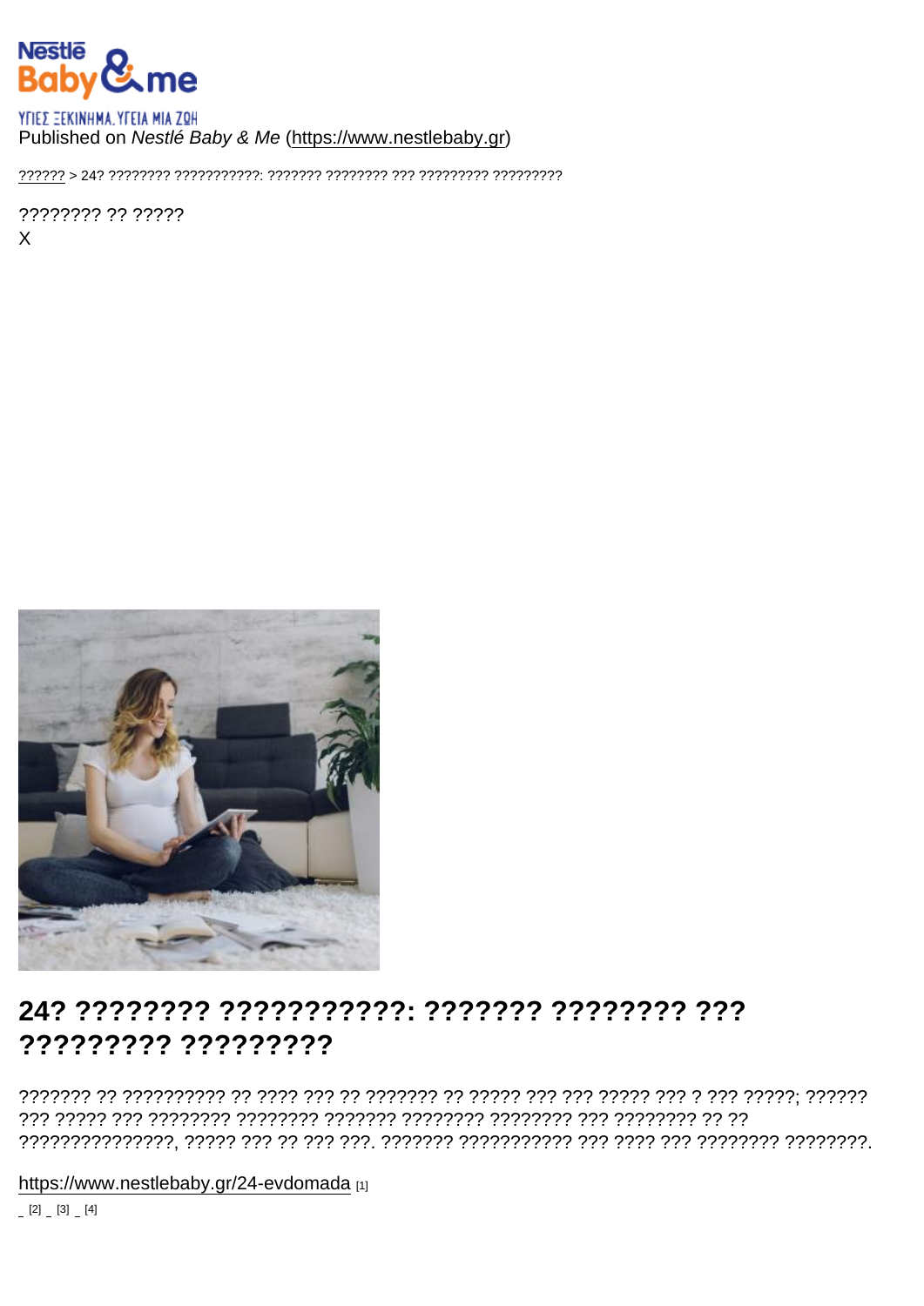ΥΓΙΕΣ ΞΕΚΙΝΗΜΑ. ΥΓΕΙΑ ΜΙΑ ΖΩΗ
Published on *Nestlé Baby & Me* (https://www.nestlebaby.gr)

?????? > 24? ???????? ???????????: ??????? ???????? ??? ????????? ?????????

???????? ?? ?????
X

# 24? ???????? ???????????: ??????? ???????? ??? ????????? ?????????

??????? ?? ?????????? ?? ???? ??? ?? ??????? ?? ????? ??? ??? ????? ??? ? ??? ?????; ?????? ??? ????? ??? ???????? ???????? ??????? ???????? ???????? ??? ???????? ?? ?? ???????????????, ????? ??? ?? ??? ???. ??????? ??????????? ??? ???? ??? ???????? ????????.

https://www.nestlebaby.gr/24-evdomada [1]

[2] [3] [4]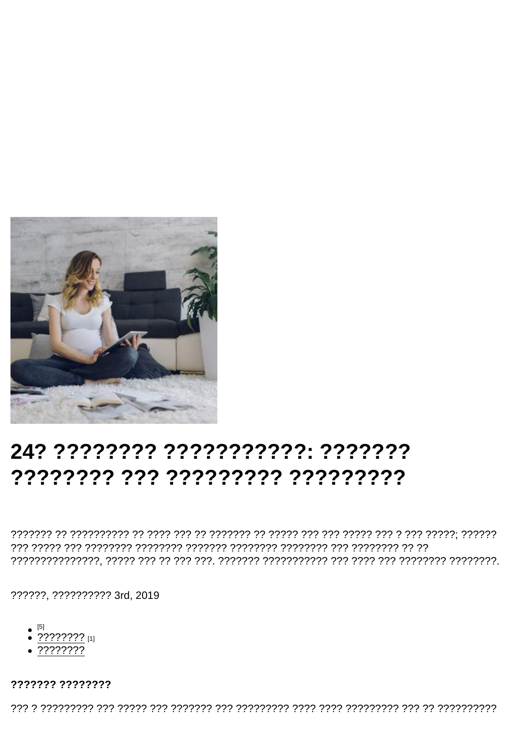# 24? ???????? ???????????: ??????? ???????? ??? ????????? ?????????

??????? ?? ?????????? ?? ???? ??? ?? ??????? ?? ????? ??? ??? ????? ??? ? ??? ?????; ?????? ??? ????? ??? ???????? ???????? ??????? ???????? ???????? ??? ???????? ?? ?? ???????????????, ????? ??? ?? ??? ???. ??????? ??????????? ??? ???? ??? ???????? ????????.

??????, ?????????? 3rd, 2019

- [5]
- ???????? [1]
- ????????

**??????? ????????**

??? ? ????????? ??? ????? ??? ??????? ??? ????????? ???? ???? ????????? ??? ?? ??????????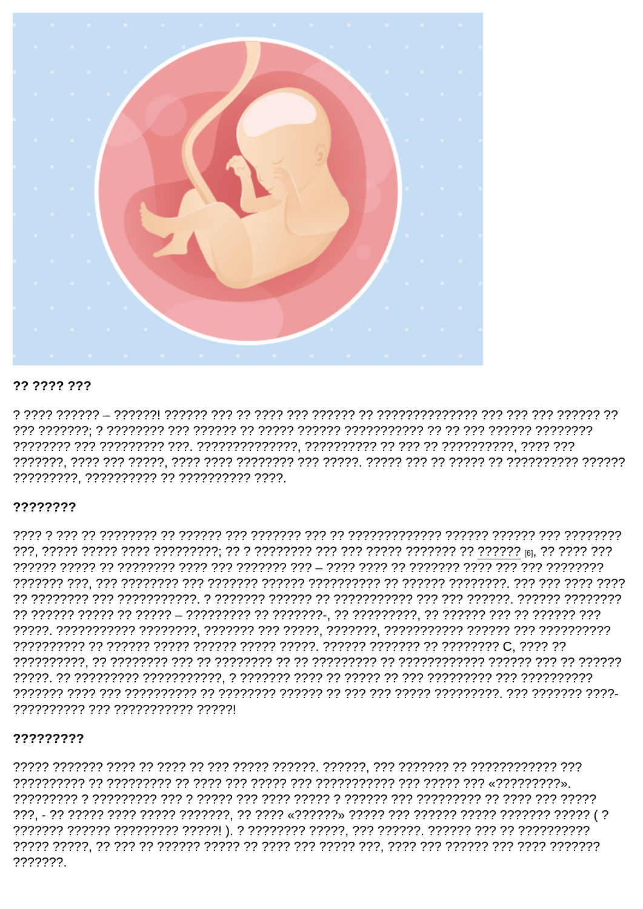## ?? ???? ???

? ???? ?????? – ??????! ?????? ??? ?? ???? ??? ?????? ?? ?????????????? ??? ??? ??? ?????? ?? ??? ???????; ? ???????? ??? ?????? ?? ????? ?????? ??????????? ?? ?? ??? ?????? ???????? ???????? ??? ????????? ???. ??????????????, ?????????? ?? ??? ?? ??????????, ???? ??? ???????, ???? ??? ?????, ???? ???? ???????? ??? ?????. ????? ??? ?? ????? ?? ?????????? ?????? ?????????, ?????????? ?? ?????????? ????.

## ????????

???? ? ??? ?? ???????? ?? ?????? ??? ??????? ??? ?? ????????????? ?????? ?????? ??? ???????? ???, ????? ????? ???? ?????????; ?? ? ???????? ??? ??? ????? ??????? ?? ?????? [6], ?? ???? ??? ?????? ????? ?? ???????? ???? ??? ??????? ??? – ???? ???? ?? ??????? ???? ??? ??? ???????? ??????? ???, ??? ???????? ??? ??????? ?????? ?????????? ?? ?????? ????????. ??? ??? ???? ???? ?? ???????? ??? ???????????. ? ??????? ?????? ?? ??????????? ??? ??? ??????. ?????? ???????? ?? ?????? ????? ?? ????? – ????????? ?? ???????-, ?? ?????????, ?? ?????? ??? ?? ?????? ??? ?????. ??????????? ????????, ??????? ??? ?????, ???????, ??????????? ?????? ??? ?????????? ?????????? ?? ?????? ????? ?????? ????? ?????. ?????? ??????? ?? ???????? C, ???? ?? ??????????, ?? ???????? ??? ?? ???????? ?? ?? ????????? ?? ???????????? ?????? ??? ?? ?????? ?????. ?? ????????? ???????????, ? ??????? ???? ?? ????? ?? ??? ????????? ??? ?????????? ??????? ???? ??? ?????????? ?? ???????? ?????? ?? ??? ??? ????? ?????????. ??? ??????? ????-?????????? ??? ??????????? ?????!

## ?????????

????? ??????? ???? ?? ???? ?? ??? ????? ??????. ??????, ??? ??????? ?? ???????????? ??? ?????????? ?? ????????? ?? ???? ??? ????? ??? ??????????? ??? ????? ??? «?????????». ????????? ? ????????? ??? ? ????? ??? ???? ????? ? ?????? ??? ????????? ?? ???? ??? ????? ???, - ?? ????? ???? ????? ???????, ?? ???? «??????» ????? ??? ?????? ????? ??????? ????? ( ? ??????? ?????? ????????? ?????! ). ? ???????? ?????, ??? ??????. ?????? ??? ?? ?????????? ????? ?????, ?? ??? ?? ?????? ????? ?? ???? ??? ????? ???, ???? ??? ?????? ??? ???? ??????? ???????.